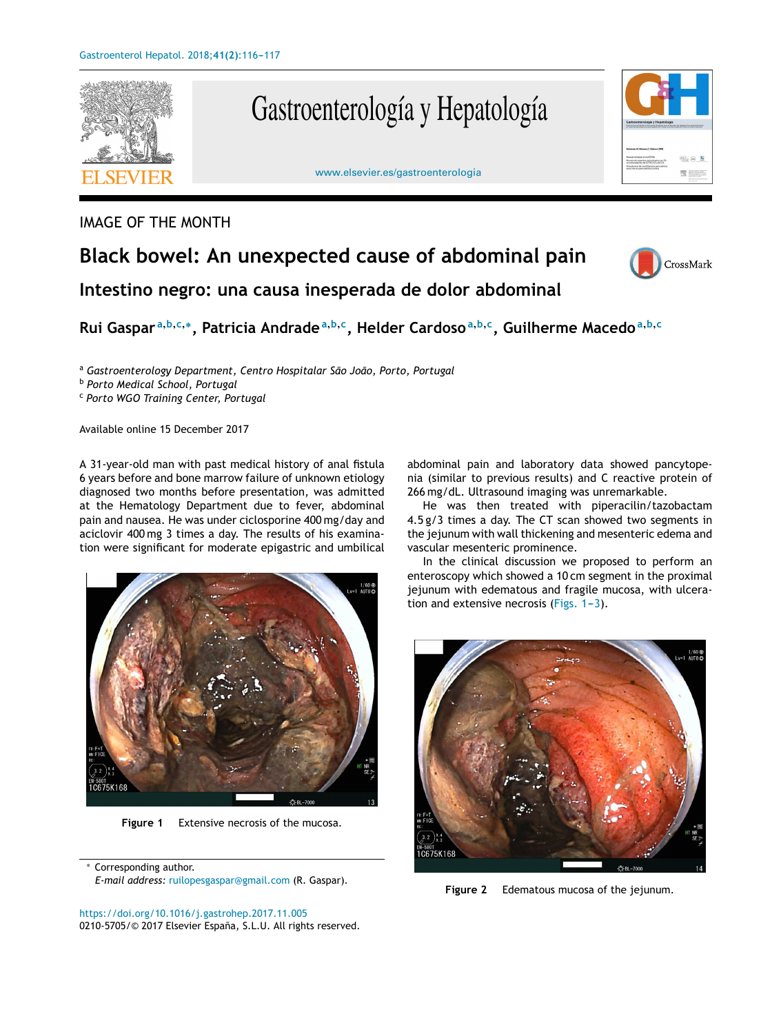IMAGE OF THE MONTH

# Black bowel: An unexpected cause of abdominal pain

## Intestino negro: una causa inesperada de dolor abdominal

**Rui Gaspar**[a,b,c,*], **Patricia Andrade**[a,b,c], **Helder Cardoso**[a,b,c], **Guilherme Macedo**[a,b,c]

[a] *Gastroenterology Department, Centro Hospitalar São João, Porto, Portugal*
[b] *Porto Medical School, Portugal*
[c] *Porto WGO Training Center, Portugal*

Available online 15 December 2017

A 31-year-old man with past medical history of anal fistula 6 years before and bone marrow failure of unknown etiology diagnosed two months before presentation, was admitted at the Hematology Department due to fever, abdominal pain and nausea. He was under ciclosporine 400 mg/day and aciclovir 400 mg 3 times a day. The results of his examination were significant for moderate epigastric and umbilical abdominal pain and laboratory data showed pancytopenia (similar to previous results) and C reactive protein of 266 mg/dL. Ultrasound imaging was unremarkable.

He was then treated with piperacilin/tazobactam 4.5 g/3 times a day. The CT scan showed two segments in the jejunum with wall thickening and mesenteric edema and vascular mesenteric prominence.

In the clinical discussion we proposed to perform an enteroscopy which showed a 10 cm segment in the proximal jejunum with edematous and fragile mucosa, with ulceration and extensive necrosis (Figs. 1–3).

**Figure 1** Extensive necrosis of the mucosa.

**Figure 2** Edematous mucosa of the jejunum.

\* Corresponding author.
*E-mail address:* ruilopesgaspar@gmail.com (R. Gaspar).

https://doi.org/10.1016/j.gastrohep.2017.11.005
0210-5705/© 2017 Elsevier España, S.L.U. All rights reserved.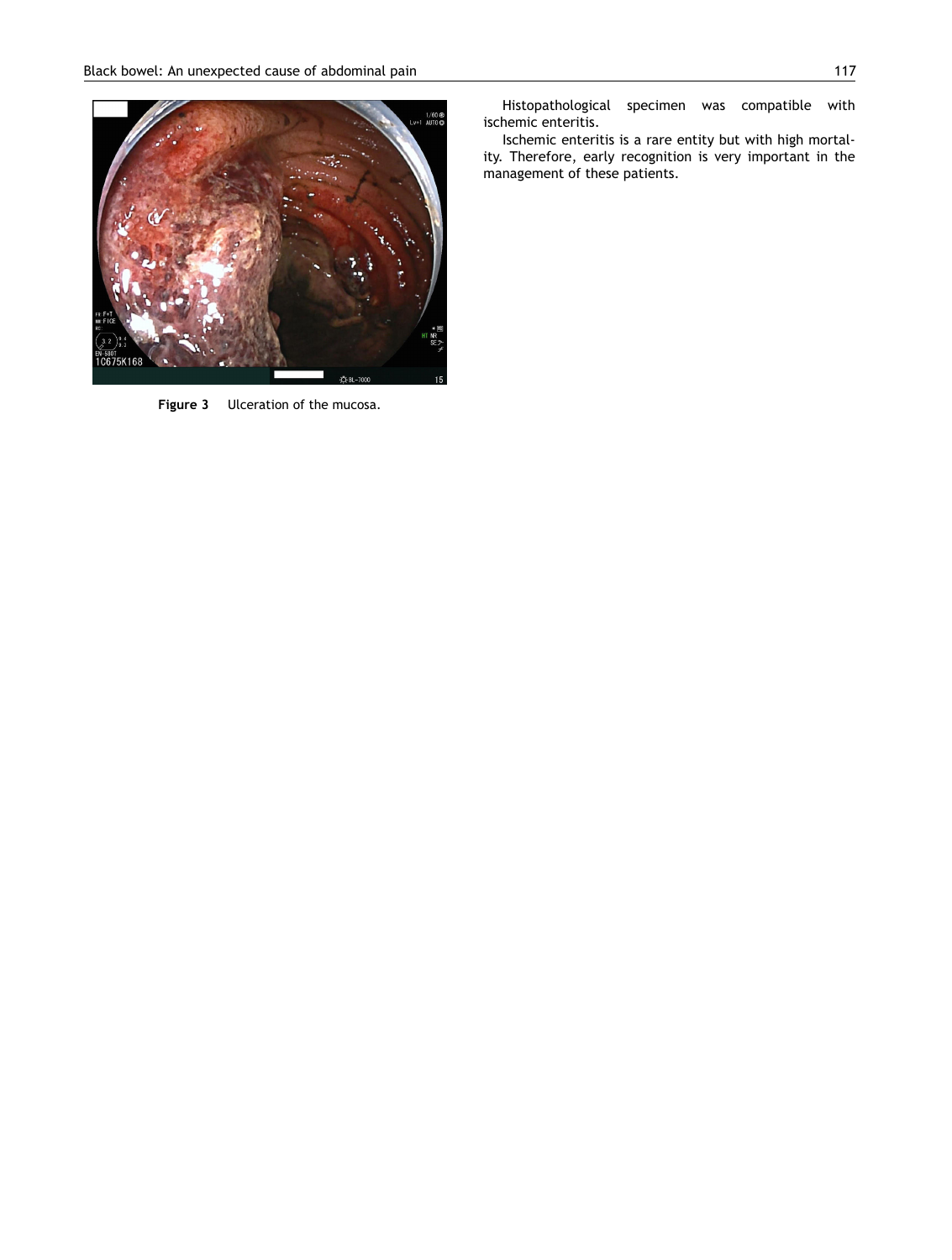**Figure 3** Ulceration of the mucosa.

Histopathological specimen was compatible with ischemic enteritis.

Ischemic enteritis is a rare entity but with high mortality. Therefore, early recognition is very important in the management of these patients.